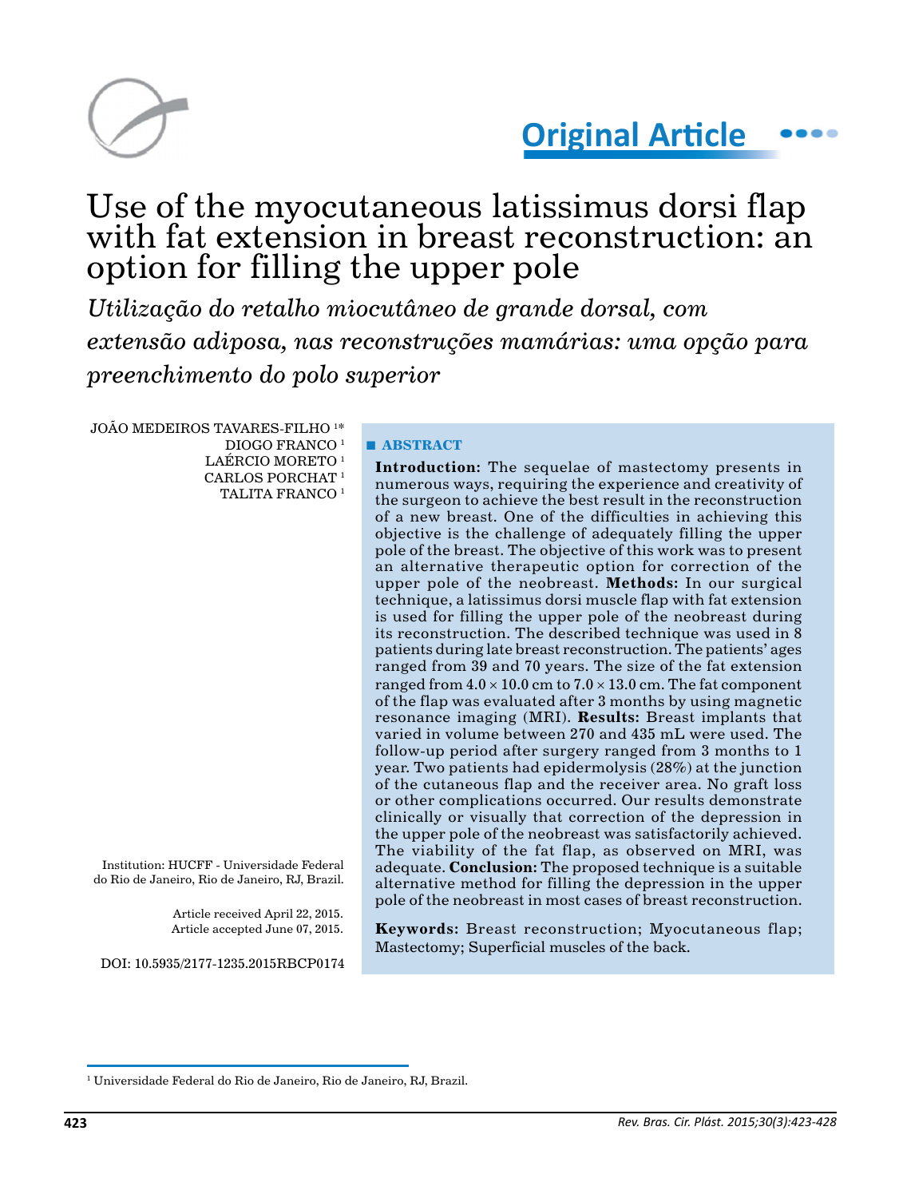Original Article

# Use of the myocutaneous latissimus dorsi flap with fat extension in breast reconstruction: an option for filling the upper pole

*Utilização do retalho miocutâneo de grande dorsal, com extensão adiposa, nas reconstruções mamárias: uma opção para preenchimento do polo superior*

JOÃO MEDEIROS TAVARES-FILHO [1]*
DIOGO FRANCO [1]
LAÉRCIO MORETO [1]
CARLOS PORCHAT [1]
TALITA FRANCO [1]

Institution: HUCFF - Universidade Federal do Rio de Janeiro, Rio de Janeiro, RJ, Brazil.

Article received April 22, 2015.
Article accepted June 07, 2015.

DOI: 10.5935/2177-1235.2015RBCP0174

## ABSTRACT

**Introduction:** The sequelae of mastectomy presents in numerous ways, requiring the experience and creativity of the surgeon to achieve the best result in the reconstruction of a new breast. One of the difficulties in achieving this objective is the challenge of adequately filling the upper pole of the breast. The objective of this work was to present an alternative therapeutic option for correction of the upper pole of the neobreast. **Methods:** In our surgical technique, a latissimus dorsi muscle flap with fat extension is used for filling the upper pole of the neobreast during its reconstruction. The described technique was used in 8 patients during late breast reconstruction. The patients' ages ranged from 39 and 70 years. The size of the fat extension ranged from 4.0 × 10.0 cm to 7.0 × 13.0 cm. The fat component of the flap was evaluated after 3 months by using magnetic resonance imaging (MRI). **Results:** Breast implants that varied in volume between 270 and 435 mL were used. The follow-up period after surgery ranged from 3 months to 1 year. Two patients had epidermolysis (28%) at the junction of the cutaneous flap and the receiver area. No graft loss or other complications occurred. Our results demonstrate clinically or visually that correction of the depression in the upper pole of the neobreast was satisfactorily achieved. The viability of the fat flap, as observed on MRI, was adequate. **Conclusion:** The proposed technique is a suitable alternative method for filling the depression in the upper pole of the neobreast in most cases of breast reconstruction.

**Keywords:** Breast reconstruction; Myocutaneous flap; Mastectomy; Superficial muscles of the back.

[1] Universidade Federal do Rio de Janeiro, Rio de Janeiro, RJ, Brazil.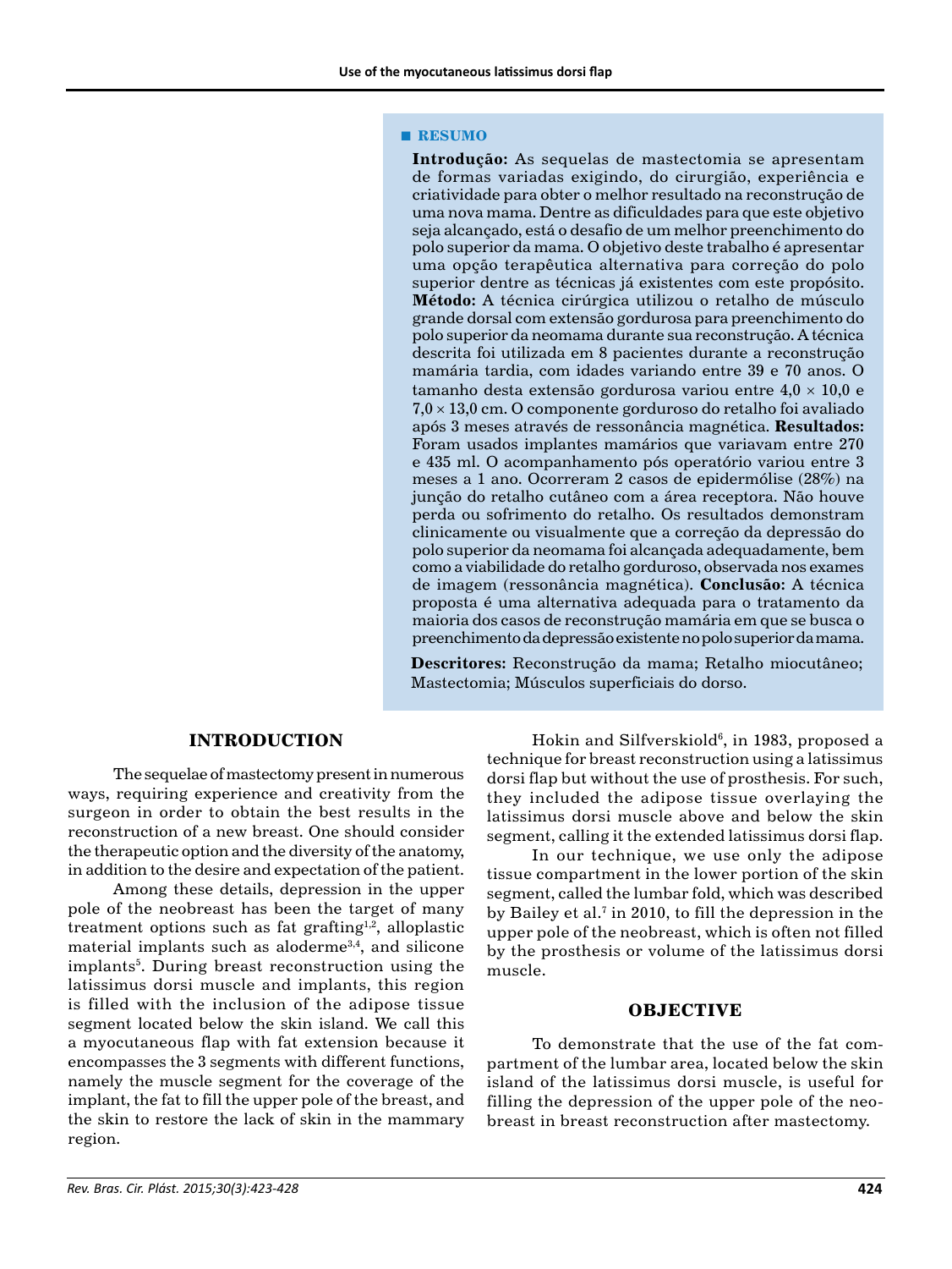## ■ RESUMO

**Introdução:** As sequelas de mastectomia se apresentam de formas variadas exigindo, do cirurgião, experiência e criatividade para obter o melhor resultado na reconstrução de uma nova mama. Dentre as dificuldades para que este objetivo seja alcançado, está o desafio de um melhor preenchimento do polo superior da mama. O objetivo deste trabalho é apresentar uma opção terapêutica alternativa para correção do polo superior dentre as técnicas já existentes com este propósito. **Método:** A técnica cirúrgica utilizou o retalho de músculo grande dorsal com extensão gordurosa para preenchimento do polo superior da neomama durante sua reconstrução. A técnica descrita foi utilizada em 8 pacientes durante a reconstrução mamária tardia, com idades variando entre 39 e 70 anos. O tamanho desta extensão gordurosa variou entre $4,0 \times 10,0$ e $7,0 \times 13,0$ cm. O componente gorduroso do retalho foi avaliado após 3 meses através de ressonância magnética. **Resultados:** Foram usados implantes mamários que variavam entre 270 e 435 ml. O acompanhamento pós operatório variou entre 3 meses a 1 ano. Ocorreram 2 casos de epidermólise (28%) na junção do retalho cutâneo com a área receptora. Não houve perda ou sofrimento do retalho. Os resultados demonstram clinicamente ou visualmente que a correção da depressão do polo superior da neomama foi alcançada adequadamente, bem como a viabilidade do retalho gorduroso, observada nos exames de imagem (ressonância magnética). **Conclusão:** A técnica proposta é uma alternativa adequada para o tratamento da maioria dos casos de reconstrução mamária em que se busca o preenchimento da depressão existente no polo superior da mama.

**Descritores:** Reconstrução da mama; Retalho miocutâneo; Mastectomia; Músculos superficiais do dorso.

## INTRODUCTION

The sequelae of mastectomy present in numerous ways, requiring experience and creativity from the surgeon in order to obtain the best results in the reconstruction of a new breast. One should consider the therapeutic option and the diversity of the anatomy, in addition to the desire and expectation of the patient.

Among these details, depression in the upper pole of the neobreast has been the target of many treatment options such as fat grafting[1,2], alloplastic material implants such as aloderme[3,4], and silicone implants[5]. During breast reconstruction using the latissimus dorsi muscle and implants, this region is filled with the inclusion of the adipose tissue segment located below the skin island. We call this a myocutaneous flap with fat extension because it encompasses the 3 segments with different functions, namely the muscle segment for the coverage of the implant, the fat to fill the upper pole of the breast, and the skin to restore the lack of skin in the mammary region.

Hokin and Silfverskiold[6], in 1983, proposed a technique for breast reconstruction using a latissimus dorsi flap but without the use of prosthesis. For such, they included the adipose tissue overlaying the latissimus dorsi muscle above and below the skin segment, calling it the extended latissimus dorsi flap.

In our technique, we use only the adipose tissue compartment in the lower portion of the skin segment, called the lumbar fold, which was described by Bailey et al.[7] in 2010, to fill the depression in the upper pole of the neobreast, which is often not filled by the prosthesis or volume of the latissimus dorsi muscle.

## OBJECTIVE

To demonstrate that the use of the fat compartment of the lumbar area, located below the skin island of the latissimus dorsi muscle, is useful for filling the depression of the upper pole of the neobreast in breast reconstruction after mastectomy.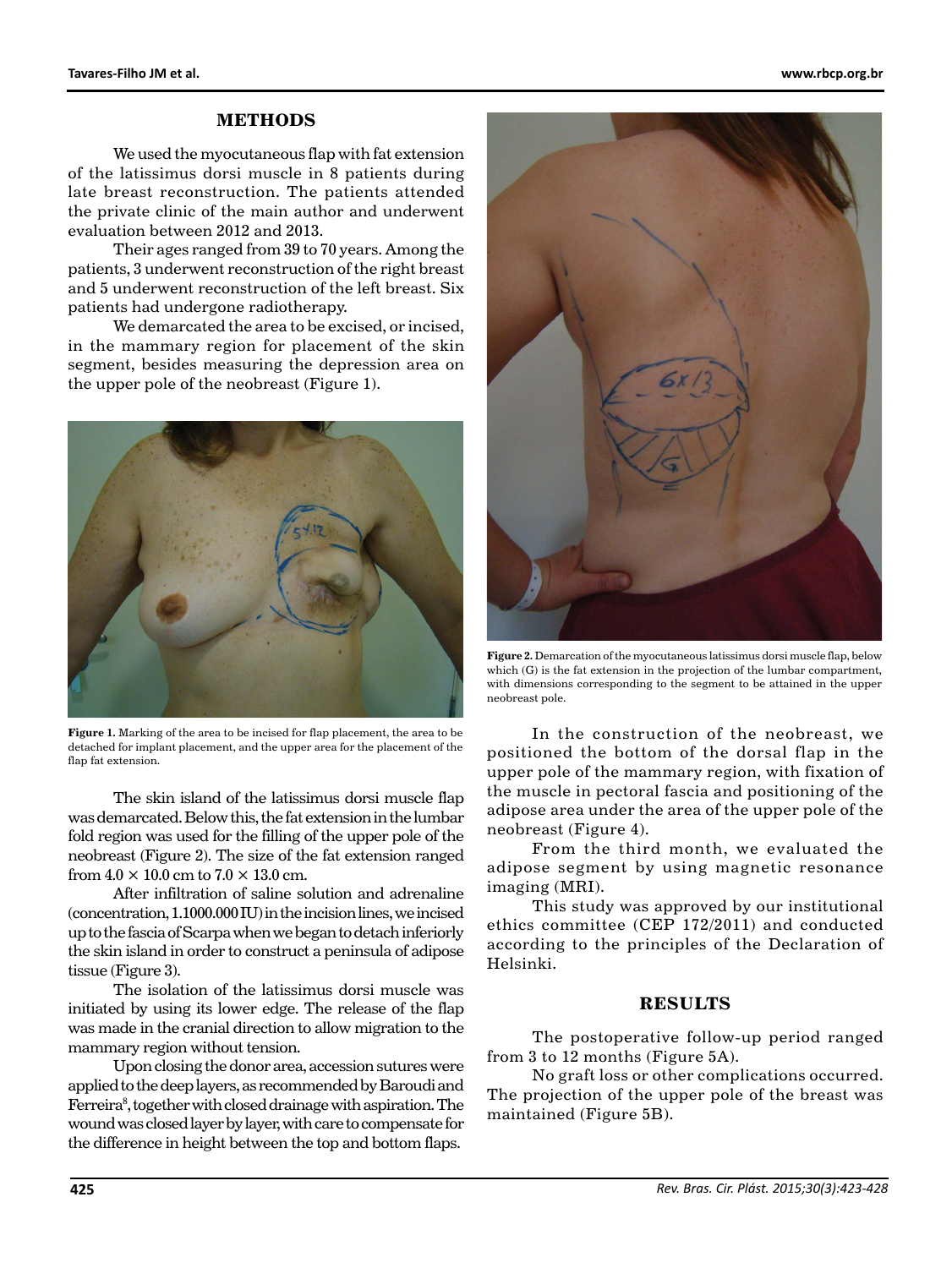## METHODS

We used the myocutaneous flap with fat extension of the latissimus dorsi muscle in 8 patients during late breast reconstruction. The patients attended the private clinic of the main author and underwent evaluation between 2012 and 2013.

Their ages ranged from 39 to 70 years. Among the patients, 3 underwent reconstruction of the right breast and 5 underwent reconstruction of the left breast. Six patients had undergone radiotherapy.

We demarcated the area to be excised, or incised, in the mammary region for placement of the skin segment, besides measuring the depression area on the upper pole of the neobreast (Figure 1).

**Figure 1.** Marking of the area to be incised for flap placement, the area to be detached for implant placement, and the upper area for the placement of the flap fat extension.

The skin island of the latissimus dorsi muscle flap was demarcated. Below this, the fat extension in the lumbar fold region was used for the filling of the upper pole of the neobreast (Figure 2). The size of the fat extension ranged from $4.0 \times 10.0$ cm to $7.0 \times 13.0$ cm.

After infiltration of saline solution and adrenaline (concentration, 1.1000.000 IU) in the incision lines, we incised up to the fascia of Scarpa when we began to detach inferiorly the skin island in order to construct a peninsula of adipose tissue (Figure 3).

The isolation of the latissimus dorsi muscle was initiated by using its lower edge. The release of the flap was made in the cranial direction to allow migration to the mammary region without tension.

Upon closing the donor area, accession sutures were applied to the deep layers, as recommended by Baroudi and Ferreira[8], together with closed drainage with aspiration. The wound was closed layer by layer, with care to compensate for the difference in height between the top and bottom flaps.

**Figure 2.** Demarcation of the myocutaneous latissimus dorsi muscle flap, below which (G) is the fat extension in the projection of the lumbar compartment, with dimensions corresponding to the segment to be attained in the upper neobreast pole.

In the construction of the neobreast, we positioned the bottom of the dorsal flap in the upper pole of the mammary region, with fixation of the muscle in pectoral fascia and positioning of the adipose area under the area of the upper pole of the neobreast (Figure 4).

From the third month, we evaluated the adipose segment by using magnetic resonance imaging (MRI).

This study was approved by our institutional ethics committee (CEP 172/2011) and conducted according to the principles of the Declaration of Helsinki.

## RESULTS

The postoperative follow-up period ranged from 3 to 12 months (Figure 5A).

No graft loss or other complications occurred. The projection of the upper pole of the breast was maintained (Figure 5B).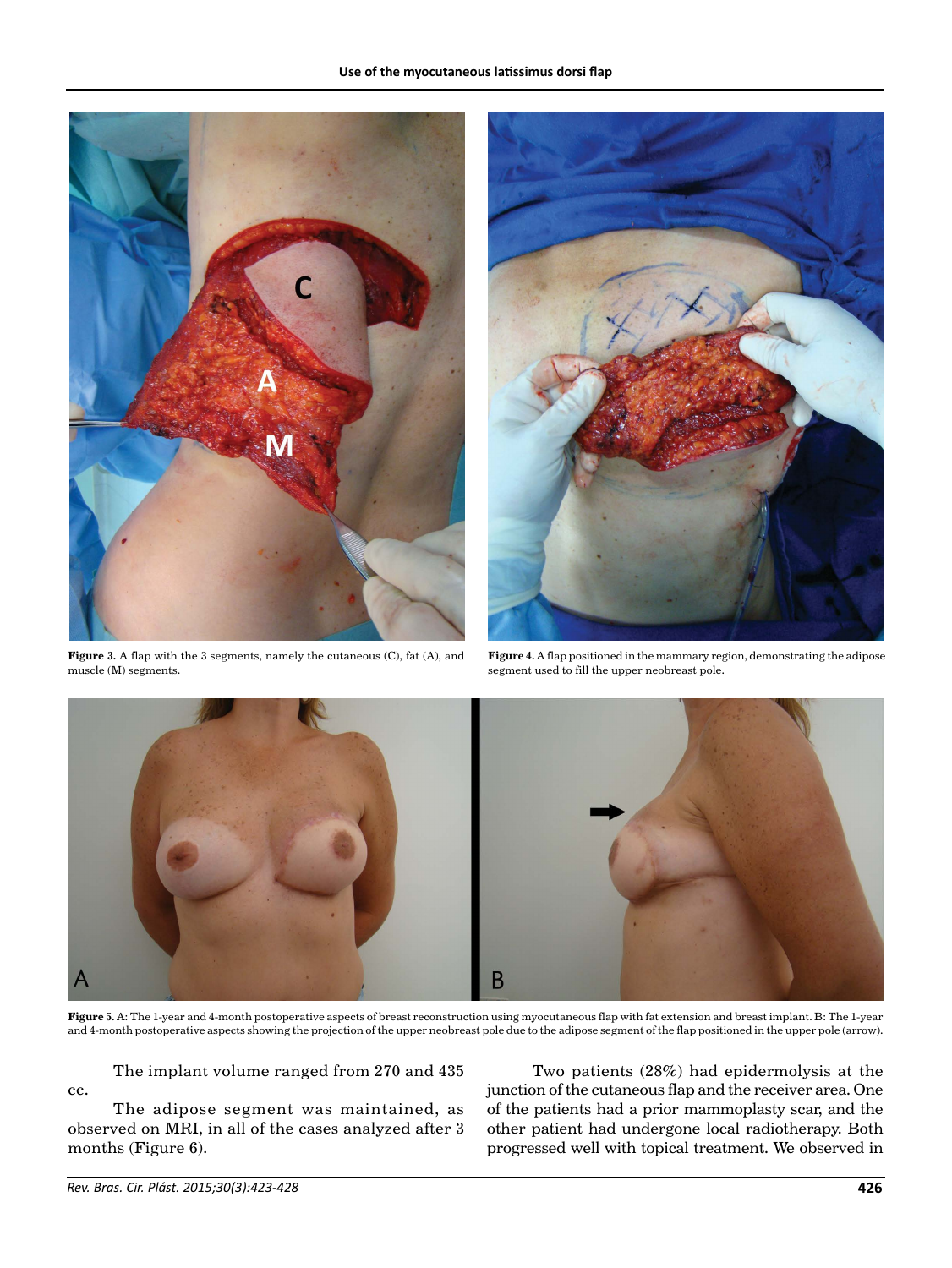Figure 3. A flap with the 3 segments, namely the cutaneous (C), fat (A), and muscle (M) segments.

Figure 4. A flap positioned in the mammary region, demonstrating the adipose segment used to fill the upper neobreast pole.

Figure 5. A: The 1-year and 4-month postoperative aspects of breast reconstruction using myocutaneous flap with fat extension and breast implant. B: The 1-year and 4-month postoperative aspects showing the projection of the upper neobreast pole due to the adipose segment of the flap positioned in the upper pole (arrow).

The implant volume ranged from 270 and 435 cc.

The adipose segment was maintained, as observed on MRI, in all of the cases analyzed after 3 months (Figure 6).

Two patients (28%) had epidermolysis at the junction of the cutaneous flap and the receiver area. One of the patients had a prior mammoplasty scar, and the other patient had undergone local radiotherapy. Both progressed well with topical treatment. We observed in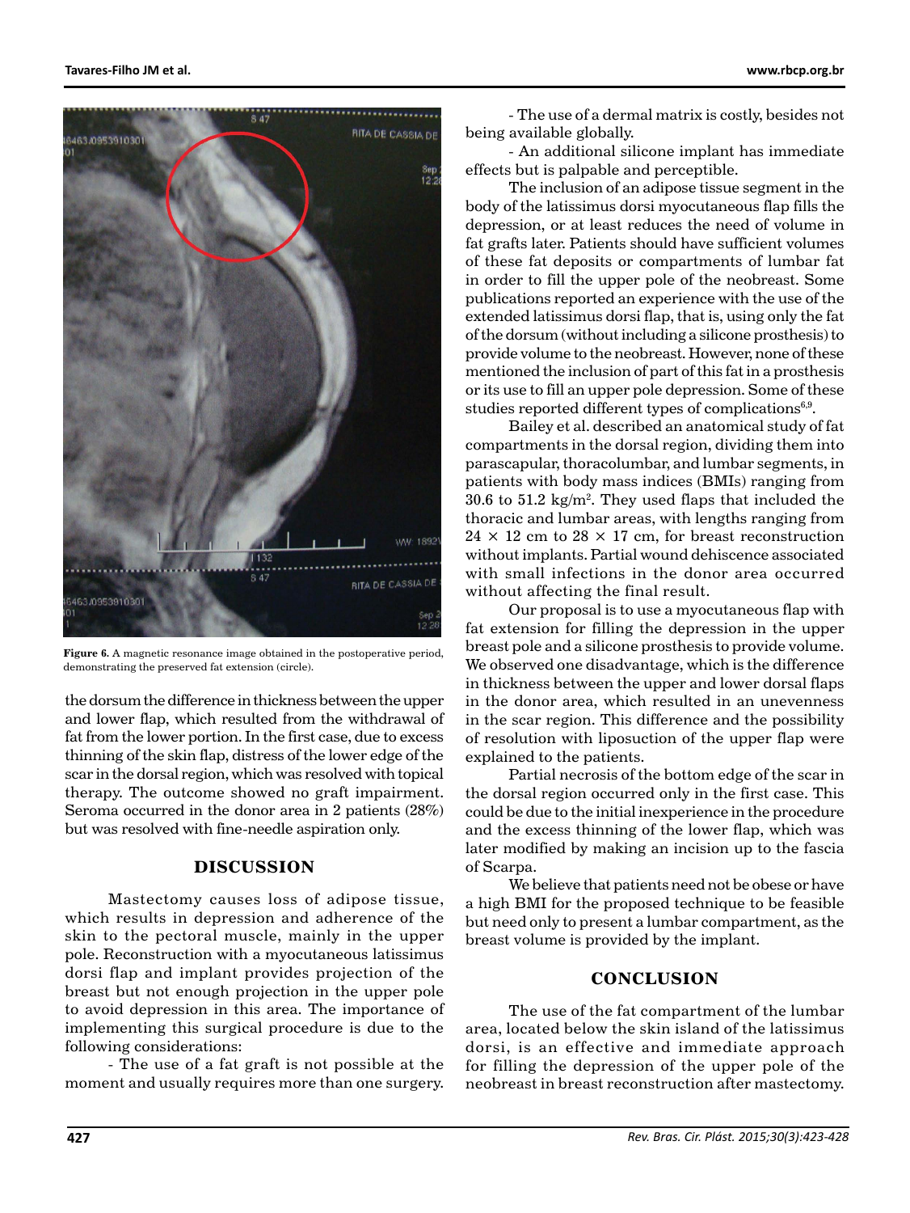Figure 6. A magnetic resonance image obtained in the postoperative period, demonstrating the preserved fat extension (circle).

the dorsum the difference in thickness between the upper and lower flap, which resulted from the withdrawal of fat from the lower portion. In the first case, due to excess thinning of the skin flap, distress of the lower edge of the scar in the dorsal region, which was resolved with topical therapy. The outcome showed no graft impairment. Seroma occurred in the donor area in 2 patients (28%) but was resolved with fine-needle aspiration only.

## DISCUSSION

Mastectomy causes loss of adipose tissue, which results in depression and adherence of the skin to the pectoral muscle, mainly in the upper pole. Reconstruction with a myocutaneous latissimus dorsi flap and implant provides projection of the breast but not enough projection in the upper pole to avoid depression in this area. The importance of implementing this surgical procedure is due to the following considerations:

- The use of a fat graft is not possible at the moment and usually requires more than one surgery.
- The use of a dermal matrix is costly, besides not being available globally.
- An additional silicone implant has immediate effects but is palpable and perceptible.

The inclusion of an adipose tissue segment in the body of the latissimus dorsi myocutaneous flap fills the depression, or at least reduces the need of volume in fat grafts later. Patients should have sufficient volumes of these fat deposits or compartments of lumbar fat in order to fill the upper pole of the neobreast. Some publications reported an experience with the use of the extended latissimus dorsi flap, that is, using only the fat of the dorsum (without including a silicone prosthesis) to provide volume to the neobreast. However, none of these mentioned the inclusion of part of this fat in a prosthesis or its use to fill an upper pole depression. Some of these studies reported different types of complications[6,9].

Bailey et al. described an anatomical study of fat compartments in the dorsal region, dividing them into parascapular, thoracolumbar, and lumbar segments, in patients with body mass indices (BMIs) ranging from 30.6 to 51.2 kg/m$^2$. They used flaps that included the thoracic and lumbar areas, with lengths ranging from $24 \times 12$ cm to $28 \times 17$ cm, for breast reconstruction without implants. Partial wound dehiscence associated with small infections in the donor area occurred without affecting the final result.

Our proposal is to use a myocutaneous flap with fat extension for filling the depression in the upper breast pole and a silicone prosthesis to provide volume. We observed one disadvantage, which is the difference in thickness between the upper and lower dorsal flaps in the donor area, which resulted in an unevenness in the scar region. This difference and the possibility of resolution with liposuction of the upper flap were explained to the patients.

Partial necrosis of the bottom edge of the scar in the dorsal region occurred only in the first case. This could be due to the initial inexperience in the procedure and the excess thinning of the lower flap, which was later modified by making an incision up to the fascia of Scarpa.

We believe that patients need not be obese or have a high BMI for the proposed technique to be feasible but need only to present a lumbar compartment, as the breast volume is provided by the implant.

## CONCLUSION

The use of the fat compartment of the lumbar area, located below the skin island of the latissimus dorsi, is an effective and immediate approach for filling the depression of the upper pole of the neobreast in breast reconstruction after mastectomy.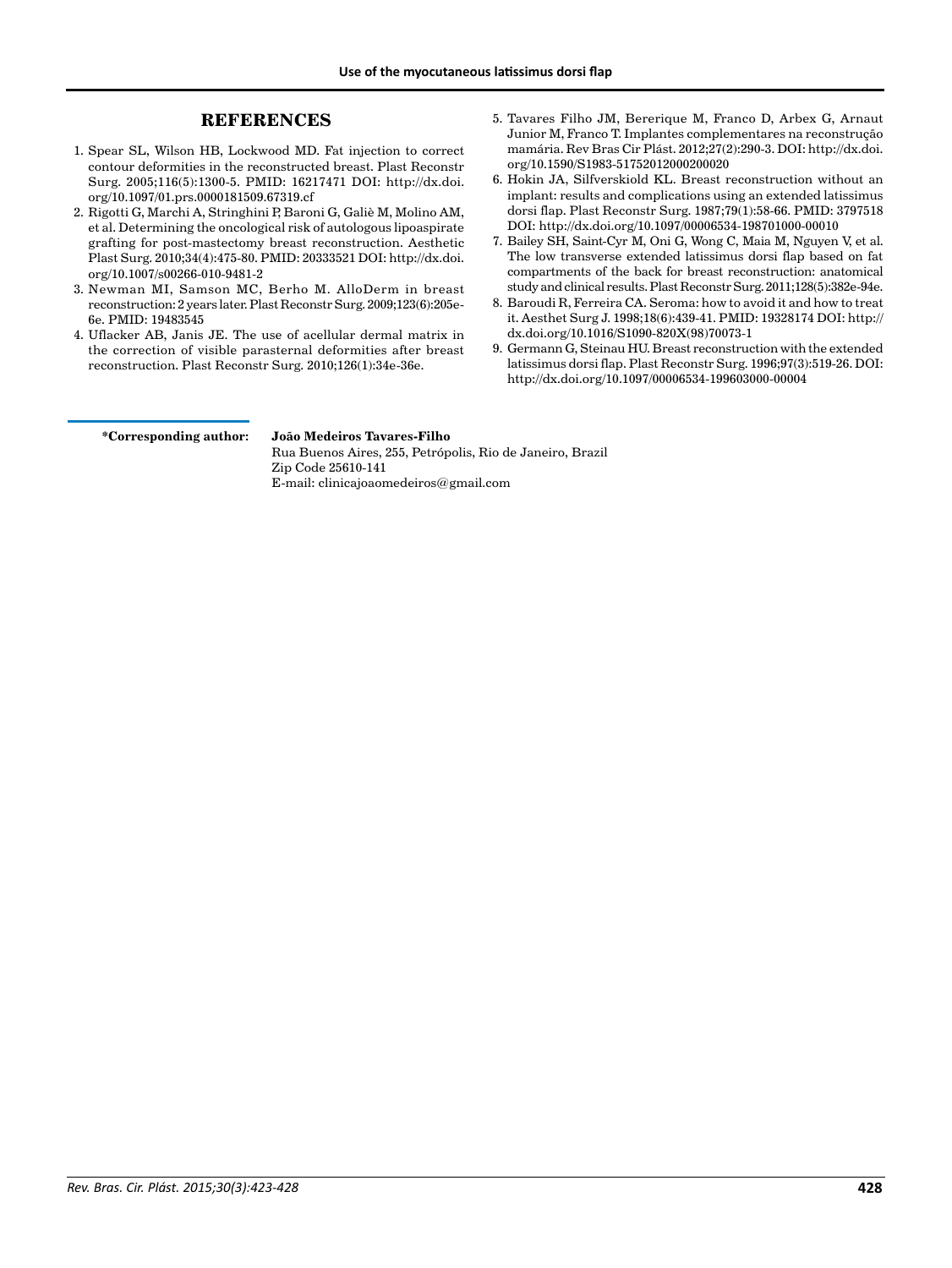## REFERENCES

1. Spear SL, Wilson HB, Lockwood MD. Fat injection to correct contour deformities in the reconstructed breast. Plast Reconstr Surg. 2005;116(5):1300-5. PMID: 16217471 DOI: http://dx.doi.org/10.1097/01.prs.0000181509.67319.cf
2. Rigotti G, Marchi A, Stringhini P, Baroni G, Galiè M, Molino AM, et al. Determining the oncological risk of autologous lipoaspirate grafting for post-mastectomy breast reconstruction. Aesthetic Plast Surg. 2010;34(4):475-80. PMID: 20333521 DOI: http://dx.doi.org/10.1007/s00266-010-9481-2
3. Newman MI, Samson MC, Berho M. AlloDerm in breast reconstruction: 2 years later. Plast Reconstr Surg. 2009;123(6):205e-6e. PMID: 19483545
4. Uflacker AB, Janis JE. The use of acellular dermal matrix in the correction of visible parasternal deformities after breast reconstruction. Plast Reconstr Surg. 2010;126(1):34e-36e.
5. Tavares Filho JM, Bererique M, Franco D, Arbex G, Arnaut Junior M, Franco T. Implantes complementares na reconstrução mamária. Rev Bras Cir Plást. 2012;27(2):290-3. DOI: http://dx.doi.org/10.1590/S1983-51752012000200020
6. Hokin JA, Silfverskiold KL. Breast reconstruction without an implant: results and complications using an extended latissimus dorsi flap. Plast Reconstr Surg. 1987;79(1):58-66. PMID: 3797518 DOI: http://dx.doi.org/10.1097/00006534-198701000-00010
7. Bailey SH, Saint-Cyr M, Oni G, Wong C, Maia M, Nguyen V, et al. The low transverse extended latissimus dorsi flap based on fat compartments of the back for breast reconstruction: anatomical study and clinical results. Plast Reconstr Surg. 2011;128(5):382e-94e.
8. Baroudi R, Ferreira CA. Seroma: how to avoid it and how to treat it. Aesthet Surg J. 1998;18(6):439-41. PMID: 19328174 DOI: http://dx.doi.org/10.1016/S1090-820X(98)70073-1
9. Germann G, Steinau HU. Breast reconstruction with the extended latissimus dorsi flap. Plast Reconstr Surg. 1996;97(3):519-26. DOI: http://dx.doi.org/10.1097/00006534-199603000-00004

**\*Corresponding author:** **João Medeiros Tavares-Filho**
Rua Buenos Aires, 255, Petrópolis, Rio de Janeiro, Brazil
Zip Code 25610-141
E-mail: clinicajoaomedeiros@gmail.com